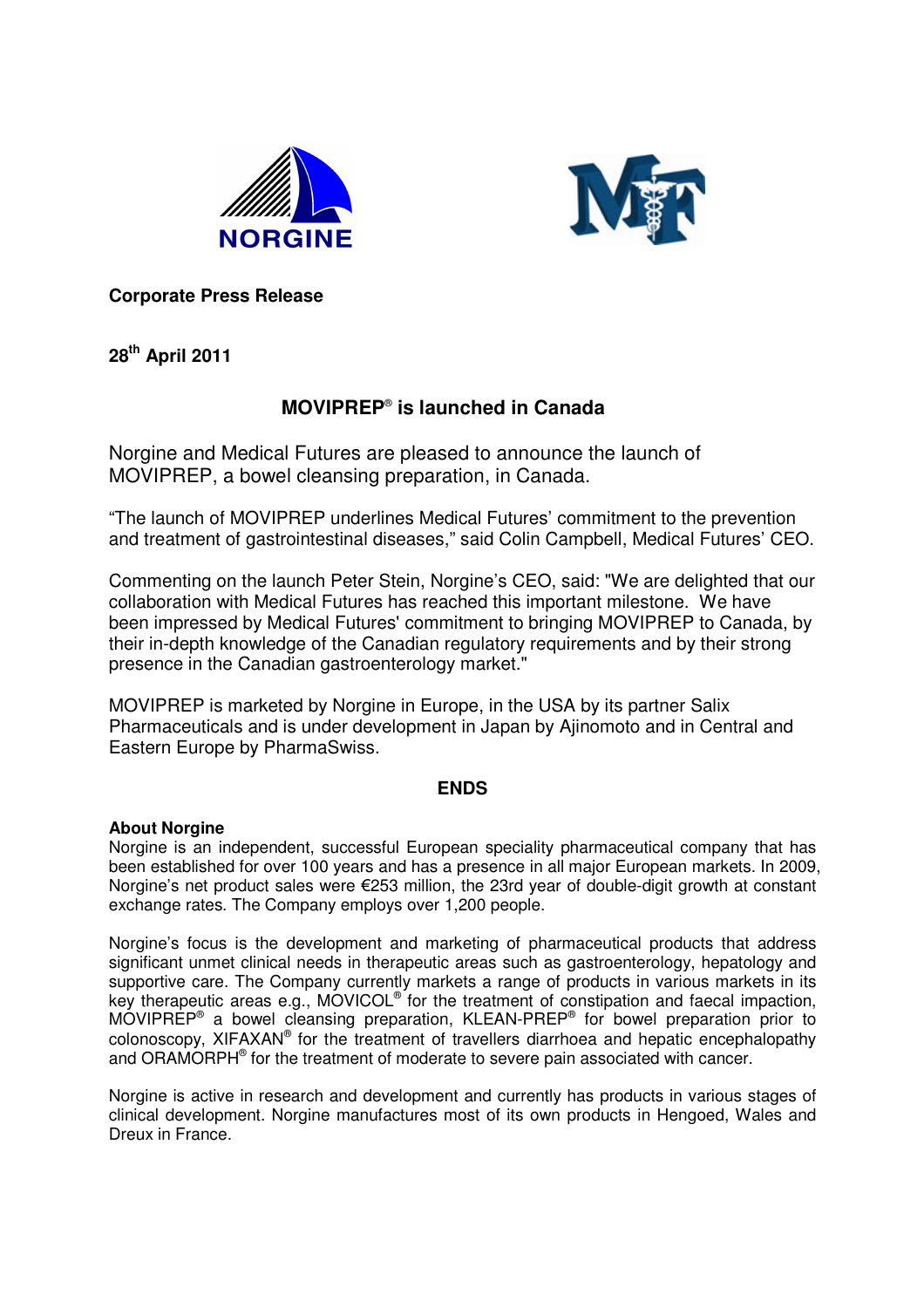**Corporate Press Release**

**28th April 2011**

# MOVIPREP® is launched in Canada

Norgine and Medical Futures are pleased to announce the launch of MOVIPREP, a bowel cleansing preparation, in Canada.

"The launch of MOVIPREP underlines Medical Futures' commitment to the prevention and treatment of gastrointestinal diseases," said Colin Campbell, Medical Futures' CEO.

Commenting on the launch Peter Stein, Norgine's CEO, said: "We are delighted that our collaboration with Medical Futures has reached this important milestone. We have been impressed by Medical Futures' commitment to bringing MOVIPREP to Canada, by their in-depth knowledge of the Canadian regulatory requirements and by their strong presence in the Canadian gastroenterology market."

MOVIPREP is marketed by Norgine in Europe, in the USA by its partner Salix Pharmaceuticals and is under development in Japan by Ajinomoto and in Central and Eastern Europe by PharmaSwiss.

**ENDS**

**About Norgine**

Norgine is an independent, successful European speciality pharmaceutical company that has been established for over 100 years and has a presence in all major European markets. In 2009, Norgine's net product sales were €253 million, the 23rd year of double-digit growth at constant exchange rates. The Company employs over 1,200 people.

Norgine's focus is the development and marketing of pharmaceutical products that address significant unmet clinical needs in therapeutic areas such as gastroenterology, hepatology and supportive care. The Company currently markets a range of products in various markets in its key therapeutic areas e.g., MOVICOL® for the treatment of constipation and faecal impaction, MOVIPREP® a bowel cleansing preparation, KLEAN-PREP® for bowel preparation prior to colonoscopy, XIFAXAN® for the treatment of travellers diarrhoea and hepatic encephalopathy and ORAMORPH® for the treatment of moderate to severe pain associated with cancer.

Norgine is active in research and development and currently has products in various stages of clinical development. Norgine manufactures most of its own products in Hengoed, Wales and Dreux in France.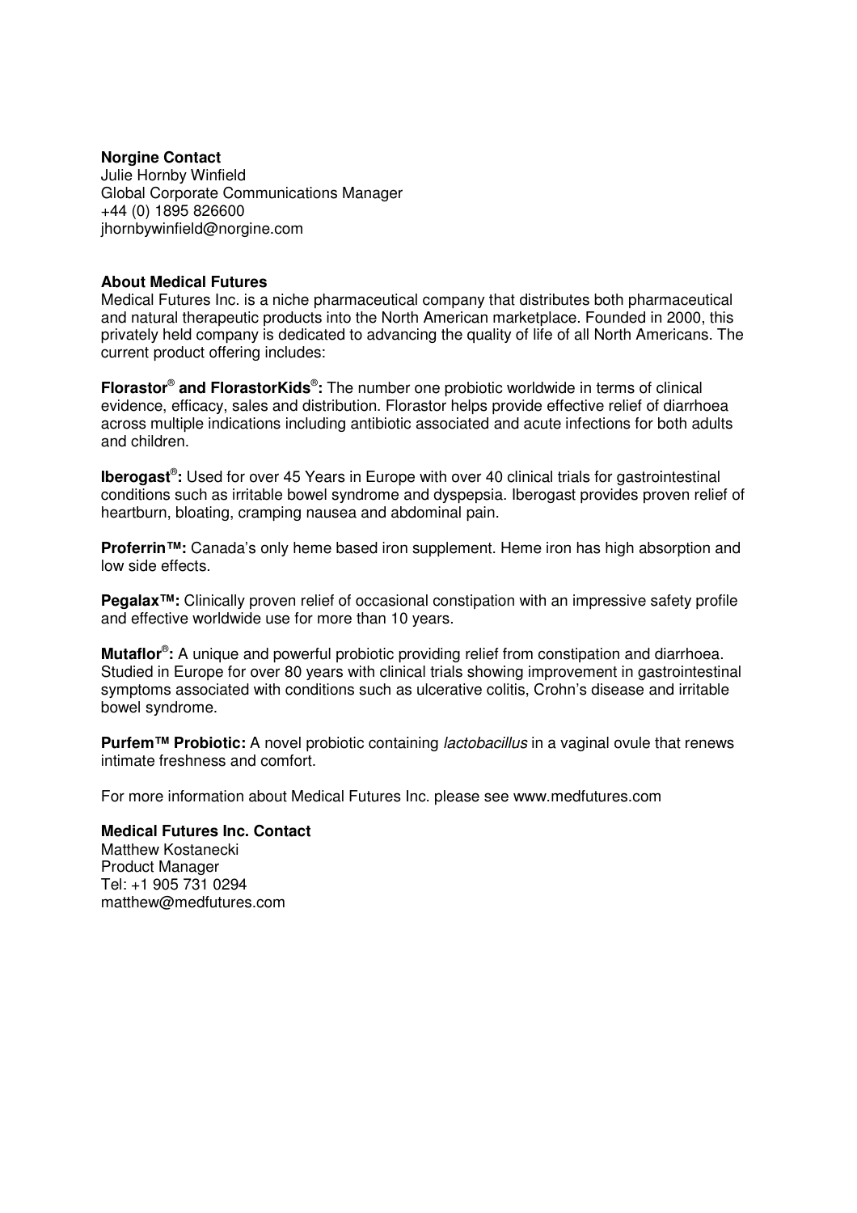**Norgine Contact**
Julie Hornby Winfield
Global Corporate Communications Manager
+44 (0) 1895 826600
jhornbywinfield@norgine.com

**About Medical Futures**
Medical Futures Inc. is a niche pharmaceutical company that distributes both pharmaceutical and natural therapeutic products into the North American marketplace. Founded in 2000, this privately held company is dedicated to advancing the quality of life of all North Americans. The current product offering includes:

**Florastor® and FlorastorKids®:** The number one probiotic worldwide in terms of clinical evidence, efficacy, sales and distribution. Florastor helps provide effective relief of diarrhoea across multiple indications including antibiotic associated and acute infections for both adults and children.

**Iberogast®:** Used for over 45 Years in Europe with over 40 clinical trials for gastrointestinal conditions such as irritable bowel syndrome and dyspepsia. Iberogast provides proven relief of heartburn, bloating, cramping nausea and abdominal pain.

**Proferrin™:** Canada's only heme based iron supplement. Heme iron has high absorption and low side effects.

**Pegalax™:** Clinically proven relief of occasional constipation with an impressive safety profile and effective worldwide use for more than 10 years.

**Mutaflor®:** A unique and powerful probiotic providing relief from constipation and diarrhoea. Studied in Europe for over 80 years with clinical trials showing improvement in gastrointestinal symptoms associated with conditions such as ulcerative colitis, Crohn's disease and irritable bowel syndrome.

**Purfem™ Probiotic:** A novel probiotic containing *lactobacillus* in a vaginal ovule that renews intimate freshness and comfort.

For more information about Medical Futures Inc. please see www.medfutures.com

**Medical Futures Inc. Contact**
Matthew Kostanecki
Product Manager
Tel: +1 905 731 0294
matthew@medfutures.com